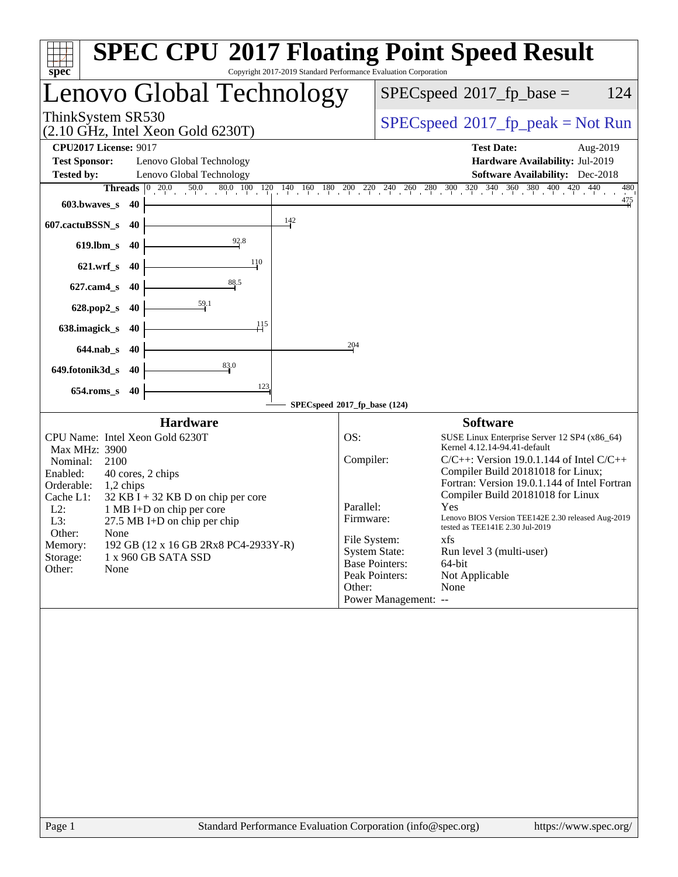# SPEC CPU 2017 Floating Point Speed Result

Copyright 2017-2019 Standard Performance Evaluation Corporation

## Lenovo Global Technology

ThinkSystem SR530
(2.10 GHz, Intel Xeon Gold 6230T)

SPECspeed 2017_fp_base = 124

SPECspeed 2017_fp_peak = Not Run

**CPU2017 License:** 9017
**Test Sponsor:** Lenovo Global Technology
**Tested by:** Lenovo Global Technology

**Test Date:** Aug-2019
**Hardware Availability:** Jul-2019
**Software Availability:** Dec-2018

| Benchmark | Threads | Base Result |
|---|---|---|
| 603.bwaves_s | 40 | 475 |
| 607.cactuBSSN_s | 40 | 142 |
| 619.lbm_s | 40 | 92.8 |
| 621.wrf_s | 40 | 110 |
| 627.cam4_s | 40 | 88.5 |
| 628.pop2_s | 40 | 59.1 |
| 638.imagick_s | 40 | 115 |
| 644.nab_s | 40 | 204 |
| 649.fotonik3d_s | 40 | 83.0 |
| 654.roms_s | 40 | 123 |

SPECspeed 2017_fp_base (124)

### Hardware

| | |
|---|---|
| CPU Name: | Intel Xeon Gold 6230T |
| Max MHz: | 3900 |
| Nominal: | 2100 |
| Enabled: | 40 cores, 2 chips |
| Orderable: | 1,2 chips |
| Cache L1: | 32 KB I + 32 KB D on chip per core |
| L2: | 1 MB I+D on chip per core |
| L3: | 27.5 MB I+D on chip per chip |
| Other: | None |
| Memory: | 192 GB (12 x 16 GB 2Rx8 PC4-2933Y-R) |
| Storage: | 1 x 960 GB SATA SSD |
| Other: | None |

### Software

| | |
|---|---|
| OS: | SUSE Linux Enterprise Server 12 SP4 (x86_64) Kernel 4.12.14-94.41-default |
| Compiler: | C/C++: Version 19.0.1.144 of Intel C/C++ Compiler Build 20181018 for Linux; Fortran: Version 19.0.1.144 of Intel Fortran Compiler Build 20181018 for Linux |
| Parallel: | Yes |
| Firmware: | Lenovo BIOS Version TEE142E 2.30 released Aug-2019 tested as TEE141E 2.30 Jul-2019 |
| File System: | xfs |
| System State: | Run level 3 (multi-user) |
| Base Pointers: | 64-bit |
| Peak Pointers: | Not Applicable |
| Other: | None |
| Power Management: | -- |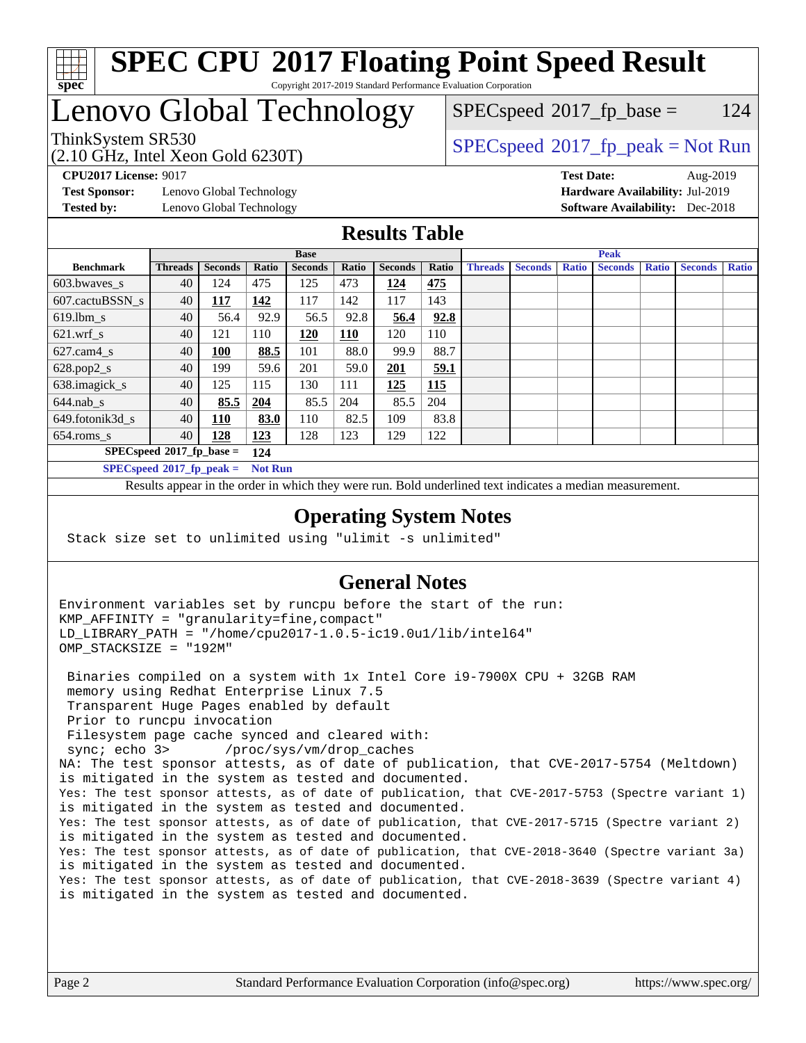# SPEC CPU 2017 Floating Point Speed Result

Copyright 2017-2019 Standard Performance Evaluation Corporation

# Lenovo Global Technology

ThinkSystem SR530
(2.10 GHz, Intel Xeon Gold 6230T)

SPECspeed 2017_fp_base = 124

SPECspeed 2017_fp_peak = Not Run

**CPU2017 License:** 9017
**Test Sponsor:** Lenovo Global Technology
**Tested by:** Lenovo Global Technology

**Test Date:** Aug-2019
**Hardware Availability:** Jul-2019
**Software Availability:** Dec-2018

## Results Table

| Benchmark | Base | | | | | | | Peak | | | | | | |
|---|---|---|---|---|---|---|---|---|---|---|---|---|---|---|
| | Threads | Seconds | Ratio | Seconds | Ratio | Seconds | Ratio | Threads | Seconds | Ratio | Seconds | Ratio | Seconds | Ratio |
| 603.bwaves_s | 40 | 124 | 475 | 125 | 473 | **124** | **475** | | | | | | | |
| 607.cactuBSSN_s | 40 | **117** | **142** | 117 | 142 | 117 | 143 | | | | | | | |
| 619.lbm_s | 40 | 56.4 | 92.9 | 56.5 | 92.8 | **56.4** | **92.8** | | | | | | | |
| 621.wrf_s | 40 | 121 | 110 | **120** | **110** | 120 | 110 | | | | | | | |
| 627.cam4_s | 40 | **100** | **88.5** | 101 | 88.0 | 99.9 | 88.7 | | | | | | | |
| 628.pop2_s | 40 | 199 | 59.6 | 201 | 59.0 | **201** | **59.1** | | | | | | | |
| 638.imagick_s | 40 | 125 | 115 | 130 | 111 | **125** | **115** | | | | | | | |
| 644.nab_s | 40 | **85.5** | **204** | 85.5 | 204 | 85.5 | 204 | | | | | | | |
| 649.fotonik3d_s | 40 | **110** | **83.0** | 110 | 82.5 | 109 | 83.8 | | | | | | | |
| 654.roms_s | 40 | **128** | **123** | 128 | 123 | 129 | 122 | | | | | | | |

**SPECspeed 2017_fp_base = 124**

**SPECspeed 2017_fp_peak = Not Run**

Results appear in the order in which they were run. Bold underlined text indicates a median measurement.

## Operating System Notes

```
Stack size set to unlimited using "ulimit -s unlimited"
```

## General Notes

```
Environment variables set by runcpu before the start of the run:
KMP_AFFINITY = "granularity=fine,compact"
LD_LIBRARY_PATH = "/home/cpu2017-1.0.5-ic19.0u1/lib/intel64"
OMP_STACKSIZE = "192M"

 Binaries compiled on a system with 1x Intel Core i9-7900X CPU + 32GB RAM
 memory using Redhat Enterprise Linux 7.5
 Transparent Huge Pages enabled by default
 Prior to runcpu invocation
 Filesystem page cache synced and cleared with:
 sync; echo 3>       /proc/sys/vm/drop_caches
NA: The test sponsor attests, as of date of publication, that CVE-2017-5754 (Meltdown)
is mitigated in the system as tested and documented.
Yes: The test sponsor attests, as of date of publication, that CVE-2017-5753 (Spectre variant 1)
is mitigated in the system as tested and documented.
Yes: The test sponsor attests, as of date of publication, that CVE-2017-5715 (Spectre variant 2)
is mitigated in the system as tested and documented.
Yes: The test sponsor attests, as of date of publication, that CVE-2018-3640 (Spectre variant 3a)
is mitigated in the system as tested and documented.
Yes: The test sponsor attests, as of date of publication, that CVE-2018-3639 (Spectre variant 4)
is mitigated in the system as tested and documented.
```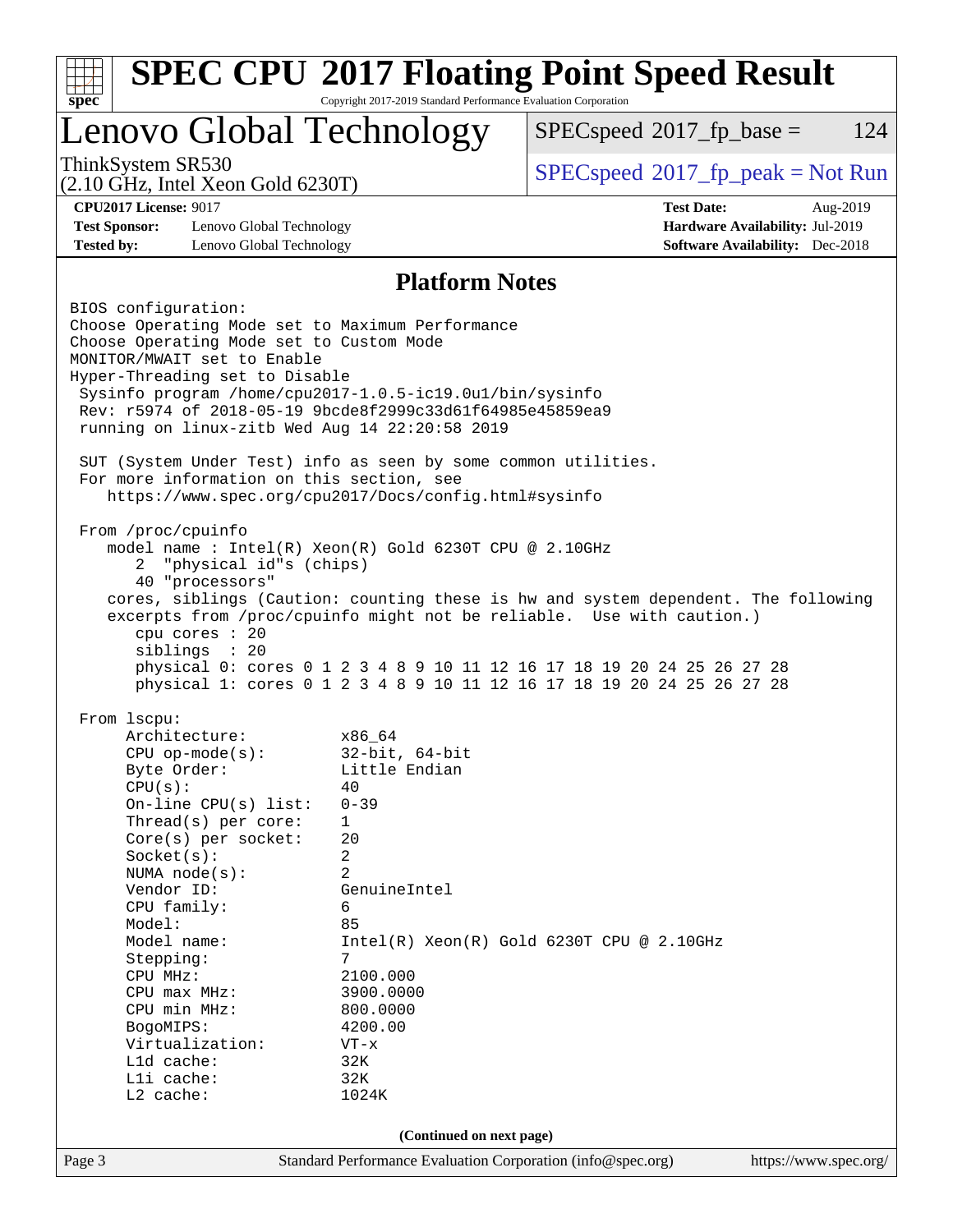# SPEC CPU 2017 Floating Point Speed Result

Copyright 2017-2019 Standard Performance Evaluation Corporation

## Lenovo Global Technology

ThinkSystem SR530
(2.10 GHz, Intel Xeon Gold 6230T)

SPECspeed 2017_fp_base = 124

SPECspeed 2017_fp_peak = Not Run

**CPU2017 License:** 9017
**Test Sponsor:** Lenovo Global Technology
**Tested by:** Lenovo Global Technology

**Test Date:** Aug-2019
**Hardware Availability:** Jul-2019
**Software Availability:** Dec-2018

## Platform Notes

```
BIOS configuration:
Choose Operating Mode set to Maximum Performance
Choose Operating Mode set to Custom Mode
MONITOR/MWAIT set to Enable
Hyper-Threading set to Disable
 Sysinfo program /home/cpu2017-1.0.5-ic19.0u1/bin/sysinfo
 Rev: r5974 of 2018-05-19 9bcde8f2999c33d61f64985e45859ea9
 running on linux-zitb Wed Aug 14 22:20:58 2019

 SUT (System Under Test) info as seen by some common utilities.
 For more information on this section, see
    https://www.spec.org/cpu2017/Docs/config.html#sysinfo

 From /proc/cpuinfo
    model name : Intel(R) Xeon(R) Gold 6230T CPU @ 2.10GHz
       2  "physical id"s (chips)
       40 "processors"
    cores, siblings (Caution: counting these is hw and system dependent. The following
    excerpts from /proc/cpuinfo might not be reliable.  Use with caution.)
       cpu cores : 20
       siblings  : 20
       physical 0: cores 0 1 2 3 4 8 9 10 11 12 16 17 18 19 20 24 25 26 27 28
       physical 1: cores 0 1 2 3 4 8 9 10 11 12 16 17 18 19 20 24 25 26 27 28

 From lscpu:
      Architecture:          x86_64
      CPU op-mode(s):        32-bit, 64-bit
      Byte Order:            Little Endian
      CPU(s):                40
      On-line CPU(s) list:   0-39
      Thread(s) per core:    1
      Core(s) per socket:    20
      Socket(s):             2
      NUMA node(s):          2
      Vendor ID:             GenuineIntel
      CPU family:            6
      Model:                 85
      Model name:            Intel(R) Xeon(R) Gold 6230T CPU @ 2.10GHz
      Stepping:              7
      CPU MHz:               2100.000
      CPU max MHz:           3900.0000
      CPU min MHz:           800.0000
      BogoMIPS:              4200.00
      Virtualization:        VT-x
      L1d cache:             32K
      L1i cache:             32K
      L2 cache:              1024K
```

(Continued on next page)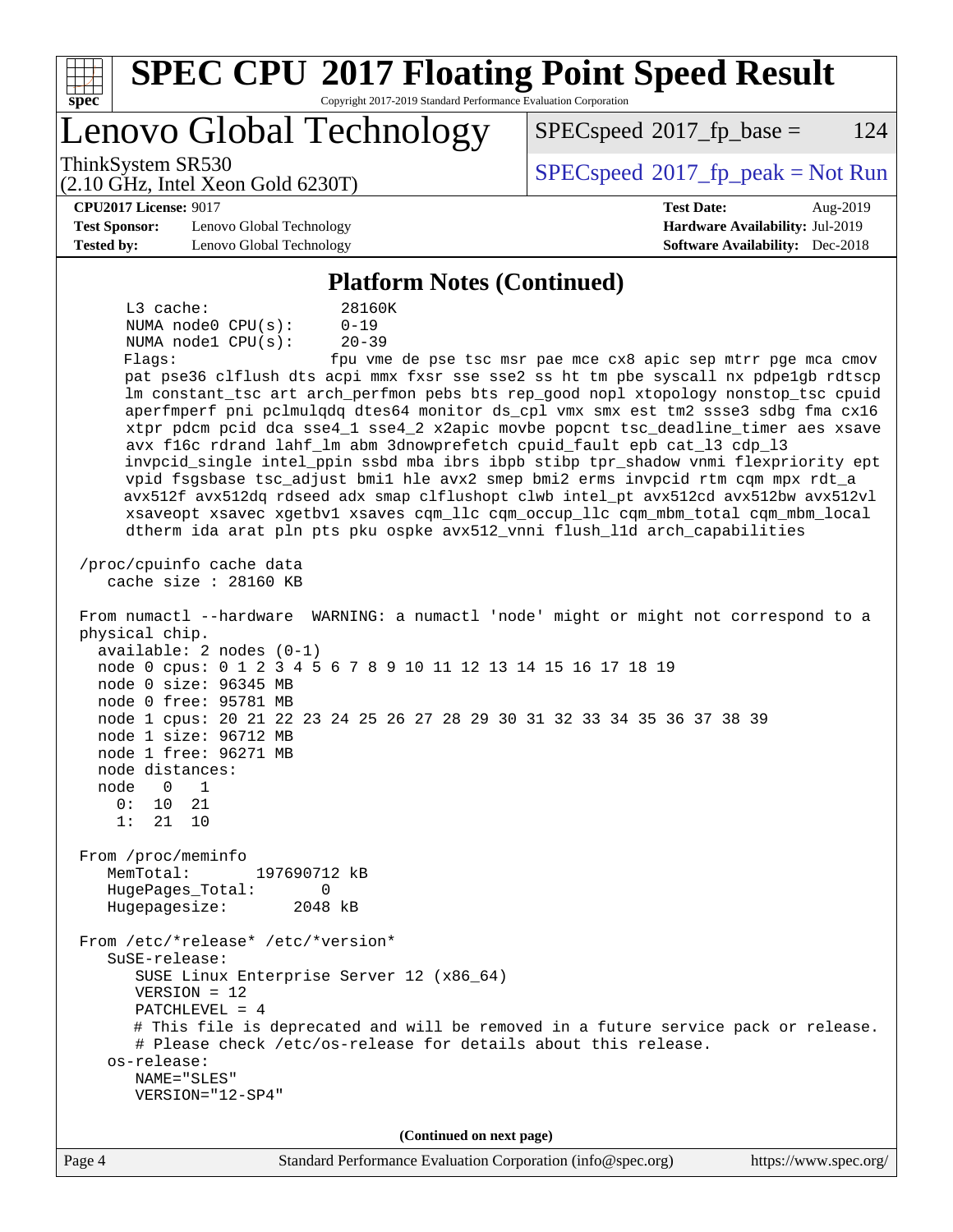## Platform Notes (Continued)

```
     L3 cache:              28160K
     NUMA node0 CPU(s):     0-19
     NUMA node1 CPU(s):     20-39
     Flags:                 fpu vme de pse tsc msr pae mce cx8 apic sep mtrr pge mca cmov
     pat pse36 clflush dts acpi mmx fxsr sse sse2 ss ht tm pbe syscall nx pdpe1gb rdtscp
     lm constant_tsc art arch_perfmon pebs bts rep_good nopl xtopology nonstop_tsc cpuid
     aperfmperf pni pclmulqdq dtes64 monitor ds_cpl vmx smx est tm2 ssse3 sdbg fma cx16
     xtpr pdcm pcid dca sse4_1 sse4_2 x2apic movbe popcnt tsc_deadline_timer aes xsave
     avx f16c rdrand lahf_lm abm 3dnowprefetch cpuid_fault epb cat_l3 cdp_l3
     invpcid_single intel_ppin ssbd mba ibrs ibpb stibp tpr_shadow vnmi flexpriority ept
     vpid fsgsbase tsc_adjust bmi1 hle avx2 smep bmi2 erms invpcid rtm cqm mpx rdt_a
     avx512f avx512dq rdseed adx smap clflushopt clwb intel_pt avx512cd avx512bw avx512vl
     xsaveopt xsavec xgetbv1 xsaves cqm_llc cqm_occup_llc cqm_mbm_total cqm_mbm_local
     dtherm ida arat pln pts pku ospke avx512_vnni flush_l1d arch_capabilities

 /proc/cpuinfo cache data
    cache size : 28160 KB

 From numactl --hardware  WARNING: a numactl 'node' might or might not correspond to a
 physical chip.
   available: 2 nodes (0-1)
   node 0 cpus: 0 1 2 3 4 5 6 7 8 9 10 11 12 13 14 15 16 17 18 19
   node 0 size: 96345 MB
   node 0 free: 95781 MB
   node 1 cpus: 20 21 22 23 24 25 26 27 28 29 30 31 32 33 34 35 36 37 38 39
   node 1 size: 96712 MB
   node 1 free: 96271 MB
   node distances:
   node   0   1
     0:  10  21
     1:  21  10

 From /proc/meminfo
    MemTotal:       197690712 kB
    HugePages_Total:       0
    Hugepagesize:       2048 kB

 From /etc/*release* /etc/*version*
    SuSE-release:
       SUSE Linux Enterprise Server 12 (x86_64)
       VERSION = 12
       PATCHLEVEL = 4
       # This file is deprecated and will be removed in a future service pack or release.
       # Please check /etc/os-release for details about this release.
    os-release:
       NAME="SLES"
       VERSION="12-SP4"
```

(Continued on next page)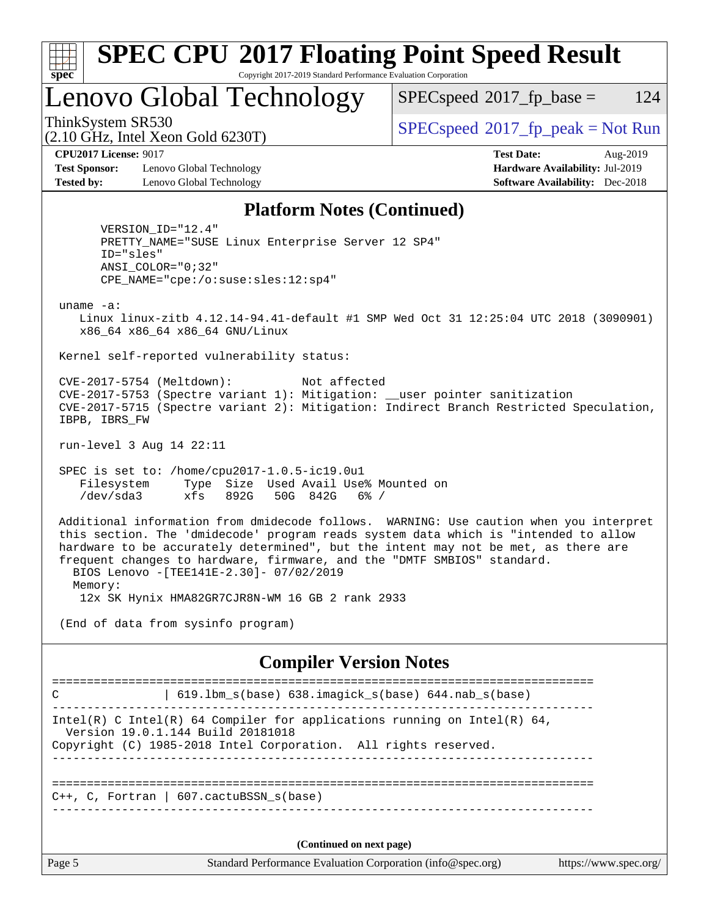# SPEC CPU 2017 Floating Point Speed Result

Copyright 2017-2019 Standard Performance Evaluation Corporation

## Lenovo Global Technology

ThinkSystem SR530
(2.10 GHz, Intel Xeon Gold 6230T)

SPECspeed 2017_fp_base = 124

SPECspeed 2017_fp_peak = Not Run

**CPU2017 License:** 9017
**Test Sponsor:** Lenovo Global Technology
**Tested by:** Lenovo Global Technology

**Test Date:** Aug-2019
**Hardware Availability:** Jul-2019
**Software Availability:** Dec-2018

## Platform Notes (Continued)

```
      VERSION_ID="12.4"
      PRETTY_NAME="SUSE Linux Enterprise Server 12 SP4"
      ID="sles"
      ANSI_COLOR="0;32"
      CPE_NAME="cpe:/o:suse:sles:12:sp4"

 uname -a:
    Linux linux-zitb 4.12.14-94.41-default #1 SMP Wed Oct 31 12:25:04 UTC 2018 (3090901)
    x86_64 x86_64 x86_64 GNU/Linux

 Kernel self-reported vulnerability status:

 CVE-2017-5754 (Meltdown):          Not affected
 CVE-2017-5753 (Spectre variant 1): Mitigation: __user pointer sanitization
 CVE-2017-5715 (Spectre variant 2): Mitigation: Indirect Branch Restricted Speculation,
 IBPB, IBRS_FW

 run-level 3 Aug 14 22:11

 SPEC is set to: /home/cpu2017-1.0.5-ic19.0u1
    Filesystem     Type  Size  Used Avail Use% Mounted on
    /dev/sda3      xfs   892G   50G  842G   6% /

 Additional information from dmidecode follows.  WARNING: Use caution when you interpret
 this section. The 'dmidecode' program reads system data which is "intended to allow
 hardware to be accurately determined", but the intent may not be met, as there are
 frequent changes to hardware, firmware, and the "DMTF SMBIOS" standard.
   BIOS Lenovo -[TEE141E-2.30]- 07/02/2019
   Memory:
    12x SK Hynix HMA82GR7CJR8N-WM 16 GB 2 rank 2933

 (End of data from sysinfo program)
```

## Compiler Version Notes

```
==============================================================================
C               | 619.lbm_s(base) 638.imagick_s(base) 644.nab_s(base)
------------------------------------------------------------------------------
Intel(R) C Intel(R) 64 Compiler for applications running on Intel(R) 64,
  Version 19.0.1.144 Build 20181018
Copyright (C) 1985-2018 Intel Corporation.  All rights reserved.
------------------------------------------------------------------------------

==============================================================================
C++, C, Fortran | 607.cactuBSSN_s(base)
------------------------------------------------------------------------------
```

(Continued on next page)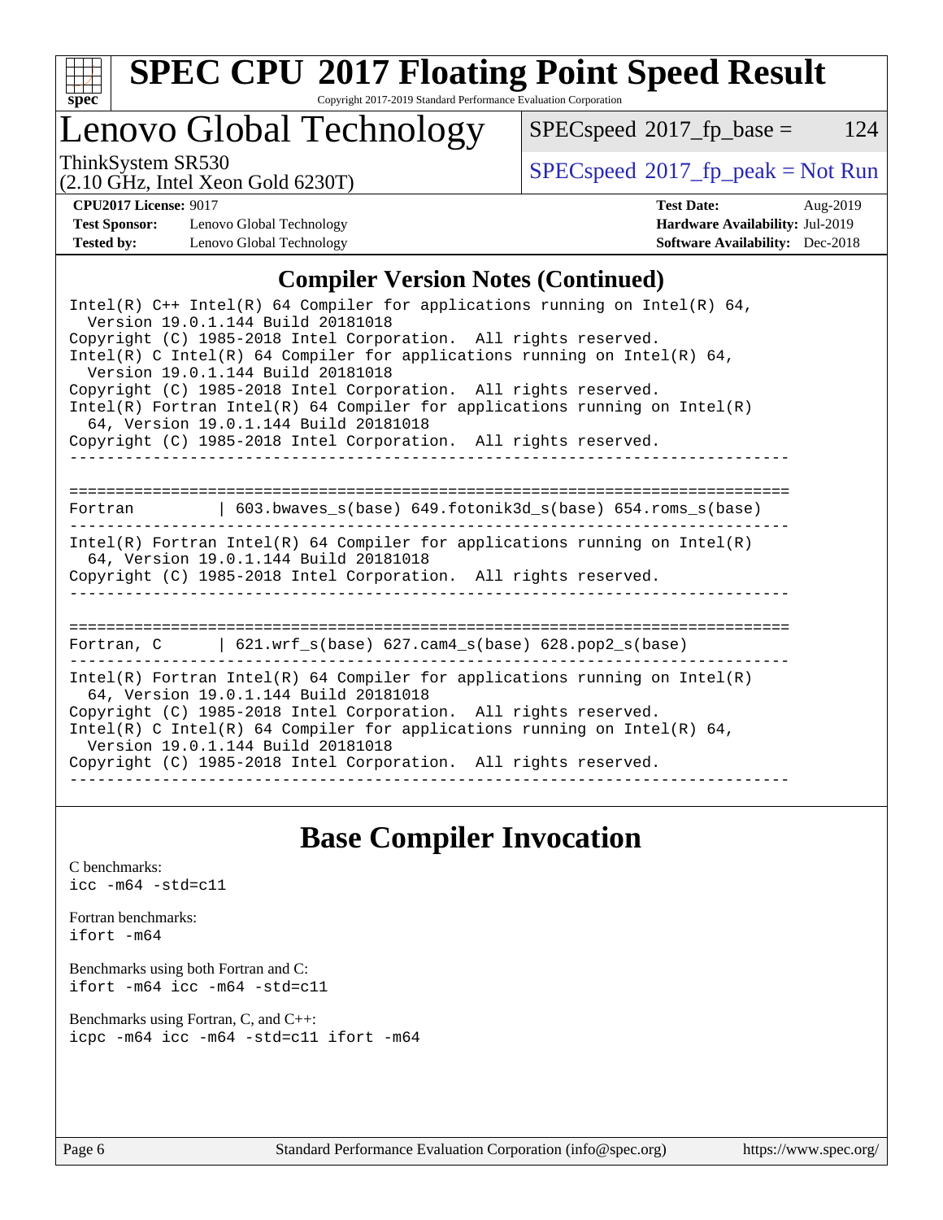## Compiler Version Notes (Continued)

```
Intel(R) C++ Intel(R) 64 Compiler for applications running on Intel(R) 64,
  Version 19.0.1.144 Build 20181018
Copyright (C) 1985-2018 Intel Corporation.  All rights reserved.
Intel(R) C Intel(R) 64 Compiler for applications running on Intel(R) 64,
  Version 19.0.1.144 Build 20181018
Copyright (C) 1985-2018 Intel Corporation.  All rights reserved.
Intel(R) Fortran Intel(R) 64 Compiler for applications running on Intel(R)
  64, Version 19.0.1.144 Build 20181018
Copyright (C) 1985-2018 Intel Corporation.  All rights reserved.
------------------------------------------------------------------------------

==============================================================================
Fortran         | 603.bwaves_s(base) 649.fotonik3d_s(base) 654.roms_s(base)
------------------------------------------------------------------------------
Intel(R) Fortran Intel(R) 64 Compiler for applications running on Intel(R)
  64, Version 19.0.1.144 Build 20181018
Copyright (C) 1985-2018 Intel Corporation.  All rights reserved.
------------------------------------------------------------------------------

==============================================================================
Fortran, C      | 621.wrf_s(base) 627.cam4_s(base) 628.pop2_s(base)
------------------------------------------------------------------------------
Intel(R) Fortran Intel(R) 64 Compiler for applications running on Intel(R)
  64, Version 19.0.1.144 Build 20181018
Copyright (C) 1985-2018 Intel Corporation.  All rights reserved.
Intel(R) C Intel(R) 64 Compiler for applications running on Intel(R) 64,
  Version 19.0.1.144 Build 20181018
Copyright (C) 1985-2018 Intel Corporation.  All rights reserved.
------------------------------------------------------------------------------
```

## Base Compiler Invocation

C benchmarks:
```
icc -m64 -std=c11
```

Fortran benchmarks:
```
ifort -m64
```

Benchmarks using both Fortran and C:
```
ifort -m64 icc -m64 -std=c11
```

Benchmarks using Fortran, C, and C++:
```
icpc -m64 icc -m64 -std=c11 ifort -m64
```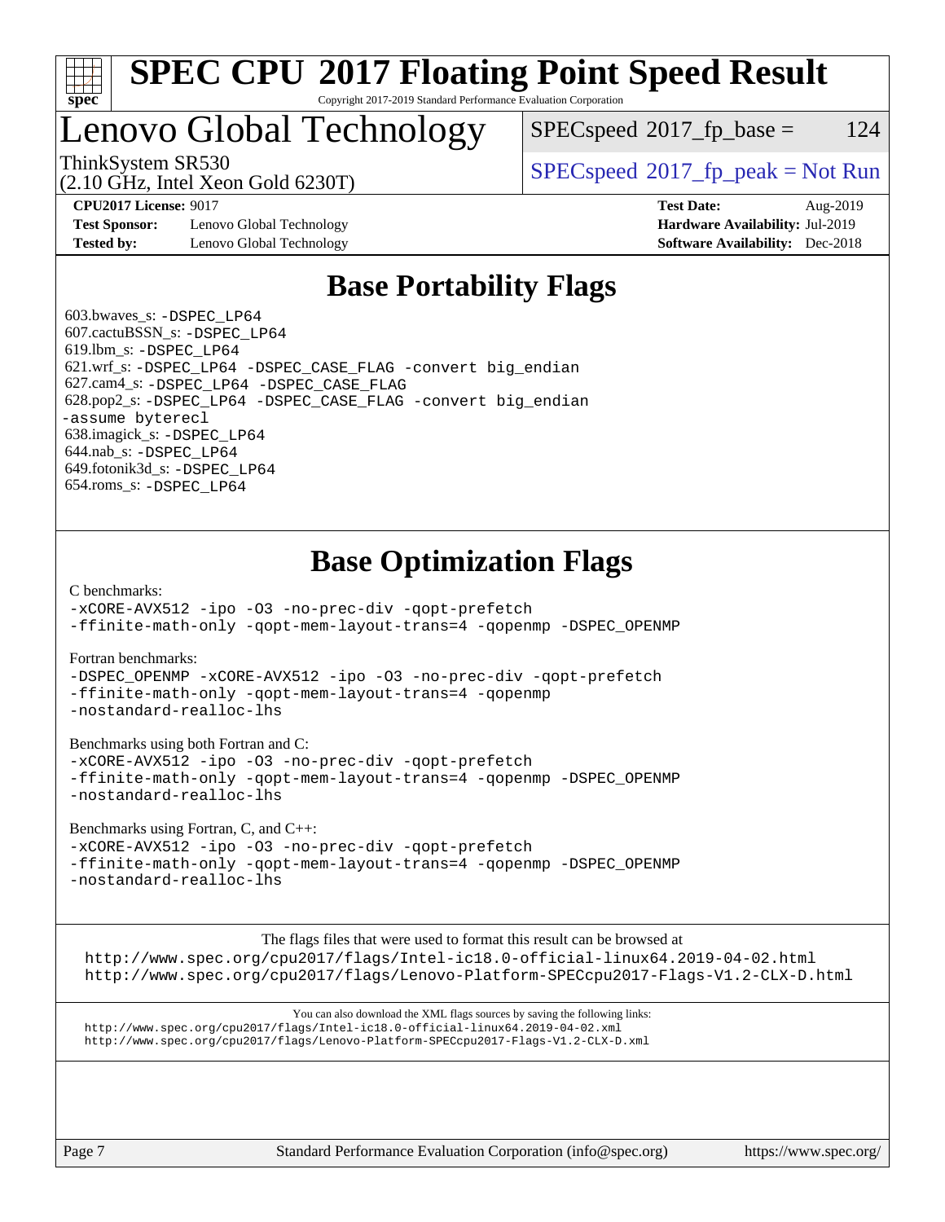# SPEC CPU 2017 Floating Point Speed Result

Copyright 2017-2019 Standard Performance Evaluation Corporation

## Lenovo Global Technology

ThinkSystem SR530
(2.10 GHz, Intel Xeon Gold 6230T)

SPECspeed 2017_fp_base = 124

SPECspeed 2017_fp_peak = Not Run

**CPU2017 License:** 9017
**Test Sponsor:** Lenovo Global Technology
**Tested by:** Lenovo Global Technology
**Test Date:** Aug-2019
**Hardware Availability:** Jul-2019
**Software Availability:** Dec-2018

## Base Portability Flags

603.bwaves_s: -DSPEC_LP64
607.cactuBSSN_s: -DSPEC_LP64
619.lbm_s: -DSPEC_LP64
621.wrf_s: -DSPEC_LP64 -DSPEC_CASE_FLAG -convert big_endian
627.cam4_s: -DSPEC_LP64 -DSPEC_CASE_FLAG
628.pop2_s: -DSPEC_LP64 -DSPEC_CASE_FLAG -convert big_endian -assume byterecl
638.imagick_s: -DSPEC_LP64
644.nab_s: -DSPEC_LP64
649.fotonik3d_s: -DSPEC_LP64
654.roms_s: -DSPEC_LP64

## Base Optimization Flags

C benchmarks:
-xCORE-AVX512 -ipo -O3 -no-prec-div -qopt-prefetch -ffinite-math-only -qopt-mem-layout-trans=4 -qopenmp -DSPEC_OPENMP

Fortran benchmarks:
-DSPEC_OPENMP -xCORE-AVX512 -ipo -O3 -no-prec-div -qopt-prefetch -ffinite-math-only -qopt-mem-layout-trans=4 -qopenmp -nostandard-realloc-lhs

Benchmarks using both Fortran and C:
-xCORE-AVX512 -ipo -O3 -no-prec-div -qopt-prefetch -ffinite-math-only -qopt-mem-layout-trans=4 -qopenmp -DSPEC_OPENMP -nostandard-realloc-lhs

Benchmarks using Fortran, C, and C++:
-xCORE-AVX512 -ipo -O3 -no-prec-div -qopt-prefetch -ffinite-math-only -qopt-mem-layout-trans=4 -qopenmp -DSPEC_OPENMP -nostandard-realloc-lhs

The flags files that were used to format this result can be browsed at
http://www.spec.org/cpu2017/flags/Intel-ic18.0-official-linux64.2019-04-02.html
http://www.spec.org/cpu2017/flags/Lenovo-Platform-SPECcpu2017-Flags-V1.2-CLX-D.html

You can also download the XML flags sources by saving the following links:
http://www.spec.org/cpu2017/flags/Intel-ic18.0-official-linux64.2019-04-02.xml
http://www.spec.org/cpu2017/flags/Lenovo-Platform-SPECcpu2017-Flags-V1.2-CLX-D.xml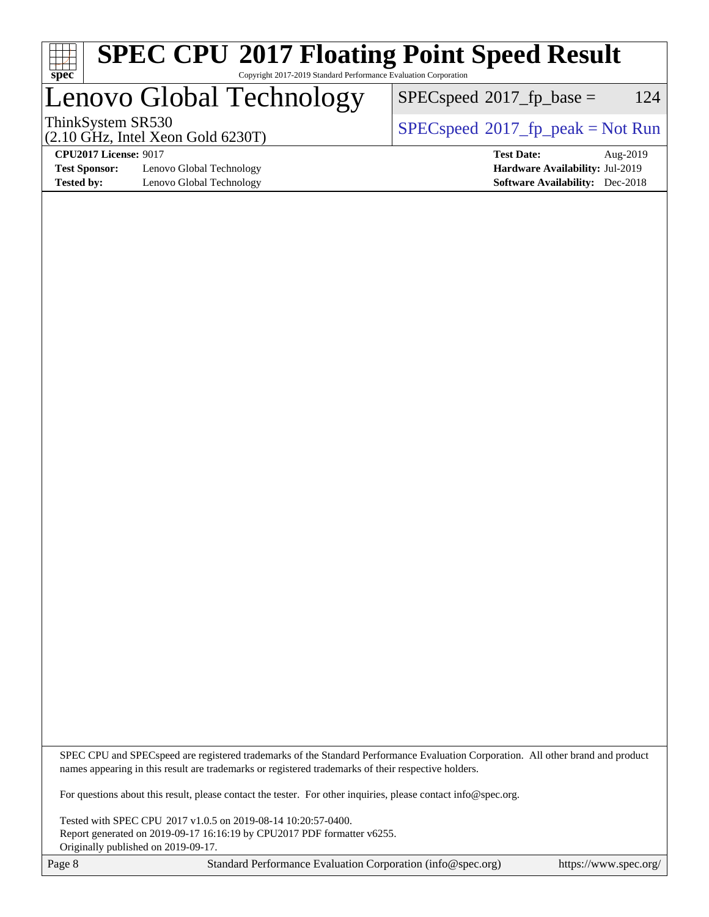# SPEC CPU 2017 Floating Point Speed Result

Copyright 2017-2019 Standard Performance Evaluation Corporation

## Lenovo Global Technology

ThinkSystem SR530
(2.10 GHz, Intel Xeon Gold 6230T)

SPECspeed 2017_fp_base = 124

SPECspeed 2017_fp_peak = Not Run

**CPU2017 License:** 9017
**Test Sponsor:** Lenovo Global Technology
**Tested by:** Lenovo Global Technology

**Test Date:** Aug-2019
**Hardware Availability:** Jul-2019
**Software Availability:** Dec-2018

SPEC CPU and SPECspeed are registered trademarks of the Standard Performance Evaluation Corporation. All other brand and product names appearing in this result are trademarks or registered trademarks of their respective holders.

For questions about this result, please contact the tester. For other inquiries, please contact info@spec.org.

Tested with SPEC CPU 2017 v1.0.5 on 2019-08-14 10:20:57-0400.
Report generated on 2019-09-17 16:16:19 by CPU2017 PDF formatter v6255.
Originally published on 2019-09-17.